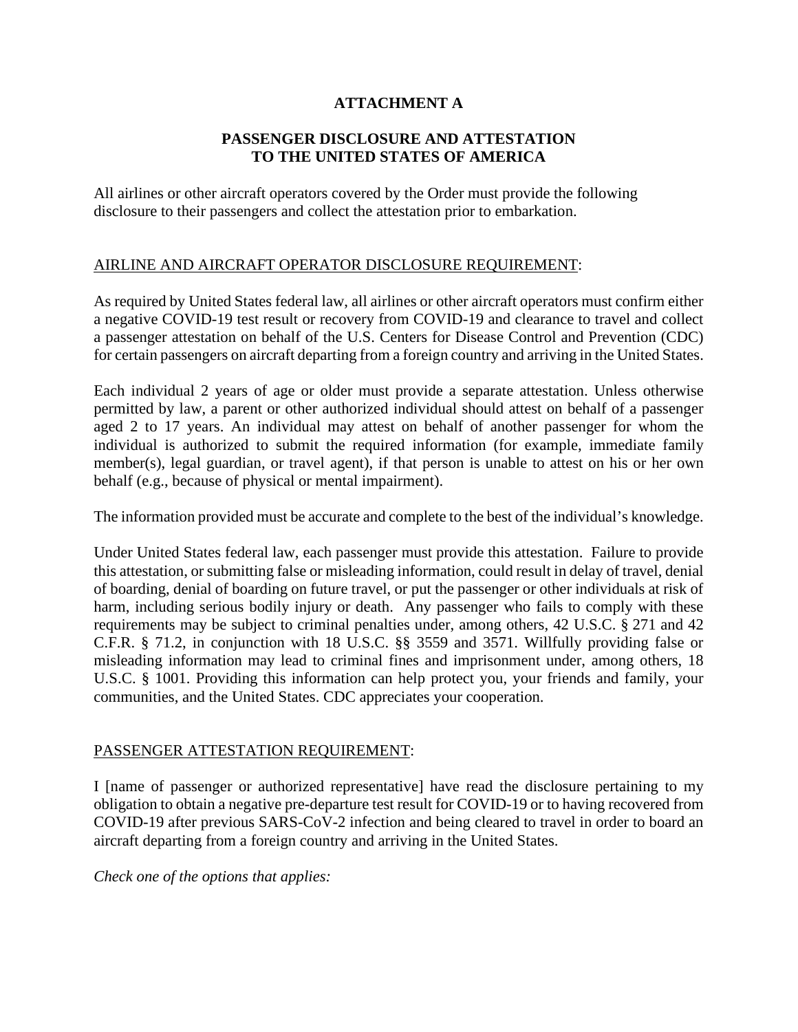# ATTACHMENT A

## PASSENGER DISCLOSURE AND ATTESTATION TO THE UNITED STATES OF AMERICA

All airlines or other aircraft operators covered by the Order must provide the following disclosure to their passengers and collect the attestation prior to embarkation.

<u>AIRLINE AND AIRCRAFT OPERATOR DISCLOSURE REQUIREMENT</u>:

As required by United States federal law, all airlines or other aircraft operators must confirm either a negative COVID-19 test result or recovery from COVID-19 and clearance to travel and collect a passenger attestation on behalf of the U.S. Centers for Disease Control and Prevention (CDC) for certain passengers on aircraft departing from a foreign country and arriving in the United States.

Each individual 2 years of age or older must provide a separate attestation. Unless otherwise permitted by law, a parent or other authorized individual should attest on behalf of a passenger aged 2 to 17 years. An individual may attest on behalf of another passenger for whom the individual is authorized to submit the required information (for example, immediate family member(s), legal guardian, or travel agent), if that person is unable to attest on his or her own behalf (e.g., because of physical or mental impairment).

The information provided must be accurate and complete to the best of the individual's knowledge.

Under United States federal law, each passenger must provide this attestation. Failure to provide this attestation, or submitting false or misleading information, could result in delay of travel, denial of boarding, denial of boarding on future travel, or put the passenger or other individuals at risk of harm, including serious bodily injury or death. Any passenger who fails to comply with these requirements may be subject to criminal penalties under, among others, 42 U.S.C. § 271 and 42 C.F.R. § 71.2, in conjunction with 18 U.S.C. §§ 3559 and 3571. Willfully providing false or misleading information may lead to criminal fines and imprisonment under, among others, 18 U.S.C. § 1001. Providing this information can help protect you, your friends and family, your communities, and the United States. CDC appreciates your cooperation.

<u>PASSENGER ATTESTATION REQUIREMENT</u>:

I [name of passenger or authorized representative] have read the disclosure pertaining to my obligation to obtain a negative pre-departure test result for COVID-19 or to having recovered from COVID-19 after previous SARS-CoV-2 infection and being cleared to travel in order to board an aircraft departing from a foreign country and arriving in the United States.

*Check one of the options that applies:*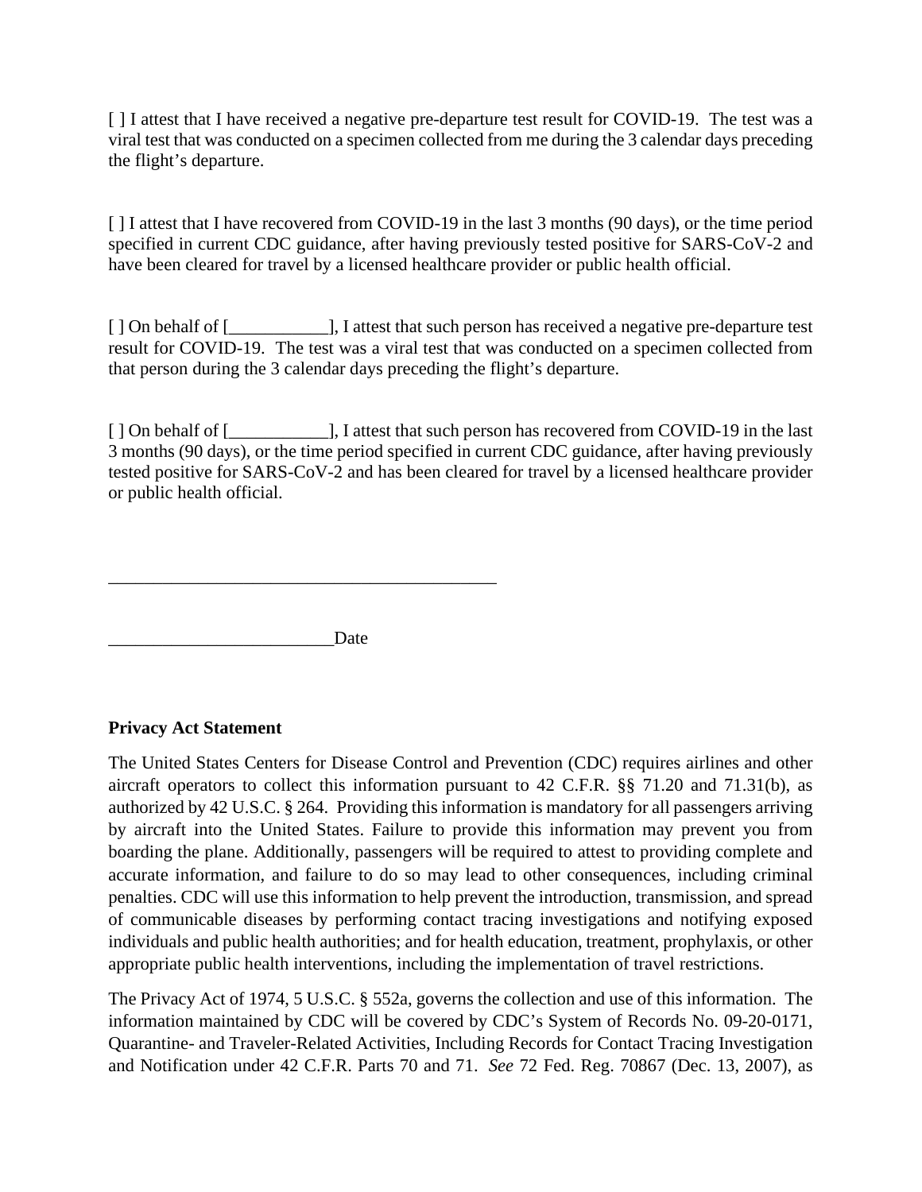[ ] I attest that I have received a negative pre-departure test result for COVID-19. The test was a viral test that was conducted on a specimen collected from me during the 3 calendar days preceding the flight's departure.

[ ] I attest that I have recovered from COVID-19 in the last 3 months (90 days), or the time period specified in current CDC guidance, after having previously tested positive for SARS-CoV-2 and have been cleared for travel by a licensed healthcare provider or public health official.

[ ] On behalf of [___________], I attest that such person has received a negative pre-departure test result for COVID-19. The test was a viral test that was conducted on a specimen collected from that person during the 3 calendar days preceding the flight's departure.

[ ] On behalf of [___________], I attest that such person has recovered from COVID-19 in the last 3 months (90 days), or the time period specified in current CDC guidance, after having previously tested positive for SARS-CoV-2 and has been cleared for travel by a licensed healthcare provider or public health official.

____________________________________________

_________________________Date

**Privacy Act Statement**

The United States Centers for Disease Control and Prevention (CDC) requires airlines and other aircraft operators to collect this information pursuant to 42 C.F.R. §§ 71.20 and 71.31(b), as authorized by 42 U.S.C. § 264. Providing this information is mandatory for all passengers arriving by aircraft into the United States. Failure to provide this information may prevent you from boarding the plane. Additionally, passengers will be required to attest to providing complete and accurate information, and failure to do so may lead to other consequences, including criminal penalties. CDC will use this information to help prevent the introduction, transmission, and spread of communicable diseases by performing contact tracing investigations and notifying exposed individuals and public health authorities; and for health education, treatment, prophylaxis, or other appropriate public health interventions, including the implementation of travel restrictions.

The Privacy Act of 1974, 5 U.S.C. § 552a, governs the collection and use of this information. The information maintained by CDC will be covered by CDC's System of Records No. 09-20-0171, Quarantine- and Traveler-Related Activities, Including Records for Contact Tracing Investigation and Notification under 42 C.F.R. Parts 70 and 71. *See* 72 Fed. Reg. 70867 (Dec. 13, 2007), as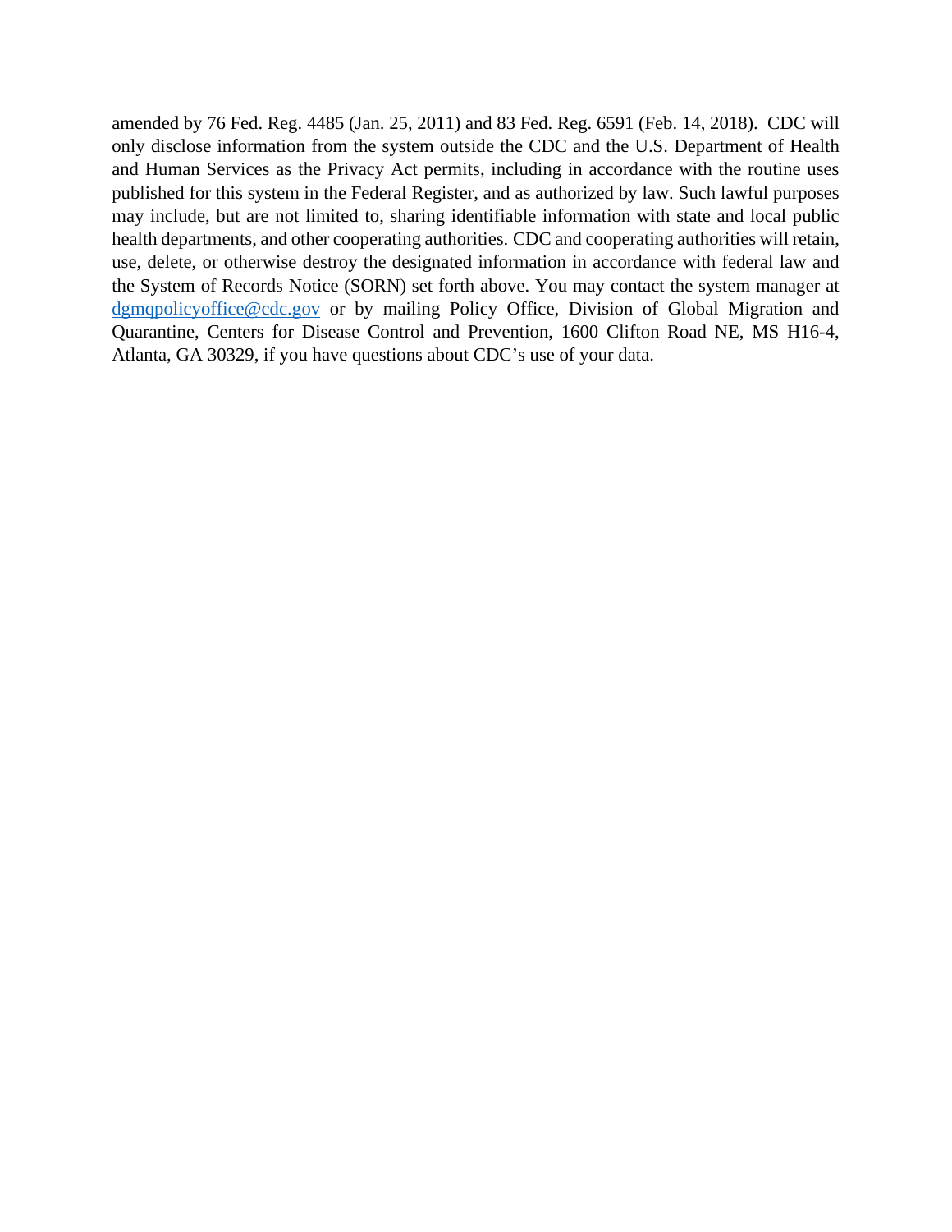amended by 76 Fed. Reg. 4485 (Jan. 25, 2011) and 83 Fed. Reg. 6591 (Feb. 14, 2018). CDC will only disclose information from the system outside the CDC and the U.S. Department of Health and Human Services as the Privacy Act permits, including in accordance with the routine uses published for this system in the Federal Register, and as authorized by law. Such lawful purposes may include, but are not limited to, sharing identifiable information with state and local public health departments, and other cooperating authorities. CDC and cooperating authorities will retain, use, delete, or otherwise destroy the designated information in accordance with federal law and the System of Records Notice (SORN) set forth above. You may contact the system manager at dgmqpolicyoffice@cdc.gov or by mailing Policy Office, Division of Global Migration and Quarantine, Centers for Disease Control and Prevention, 1600 Clifton Road NE, MS H16-4, Atlanta, GA 30329, if you have questions about CDC's use of your data.